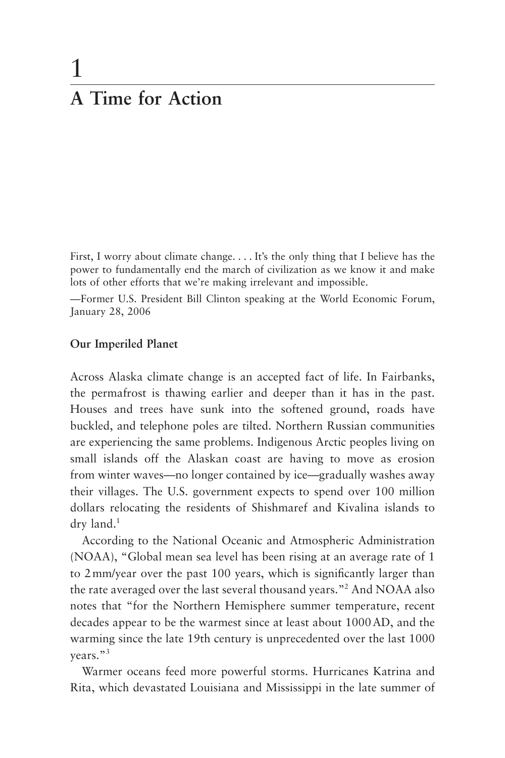# 1

# A Time for Action

First, I worry about climate change. . . . It's the only thing that I believe has the power to fundamentally end the march of civilization as we know it and make lots of other efforts that we're making irrelevant and impossible.

—Former U.S. President Bill Clinton speaking at the World Economic Forum, January 28, 2006

**Our Imperiled Planet**

Across Alaska climate change is an accepted fact of life. In Fairbanks, the permafrost is thawing earlier and deeper than it has in the past. Houses and trees have sunk into the softened ground, roads have buckled, and telephone poles are tilted. Northern Russian communities are experiencing the same problems. Indigenous Arctic peoples living on small islands off the Alaskan coast are having to move as erosion from winter waves—no longer contained by ice—gradually washes away their villages. The U.S. government expects to spend over 100 million dollars relocating the residents of Shishmaref and Kivalina islands to dry land.[1]

According to the National Oceanic and Atmospheric Administration (NOAA), "Global mean sea level has been rising at an average rate of 1 to 2 mm/year over the past 100 years, which is significantly larger than the rate averaged over the last several thousand years."[2] And NOAA also notes that "for the Northern Hemisphere summer temperature, recent decades appear to be the warmest since at least about 1000 AD, and the warming since the late 19th century is unprecedented over the last 1000 years."[3]

Warmer oceans feed more powerful storms. Hurricanes Katrina and Rita, which devastated Louisiana and Mississippi in the late summer of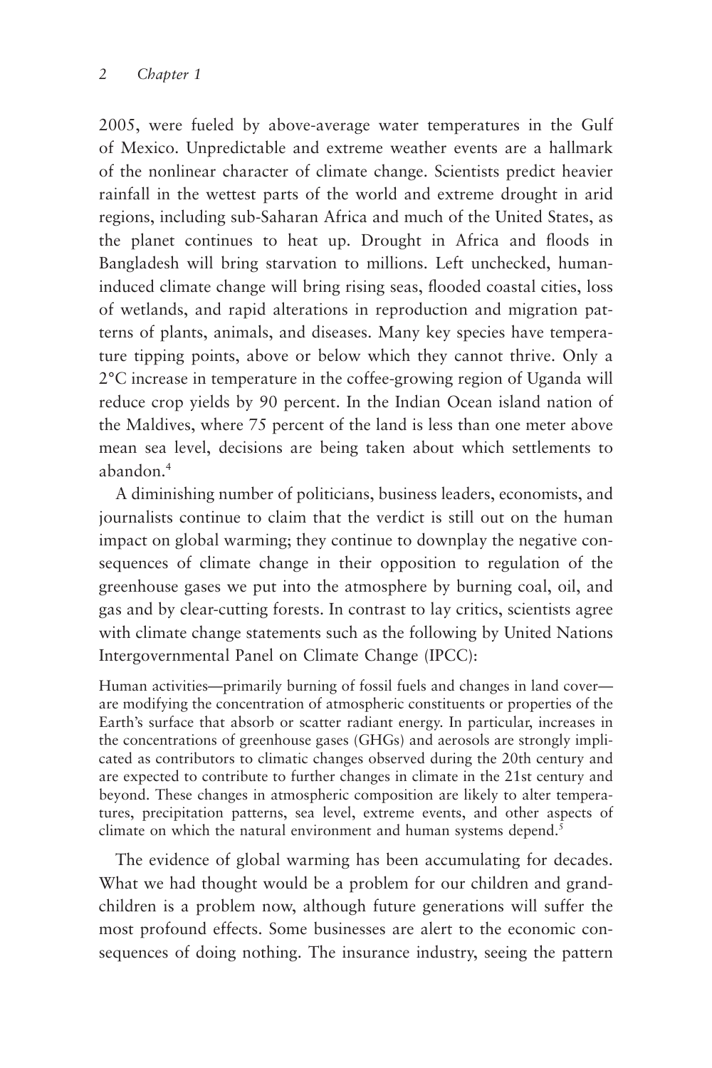2005, were fueled by above-average water temperatures in the Gulf of Mexico. Unpredictable and extreme weather events are a hallmark of the nonlinear character of climate change. Scientists predict heavier rainfall in the wettest parts of the world and extreme drought in arid regions, including sub-Saharan Africa and much of the United States, as the planet continues to heat up. Drought in Africa and floods in Bangladesh will bring starvation to millions. Left unchecked, human-induced climate change will bring rising seas, flooded coastal cities, loss of wetlands, and rapid alterations in reproduction and migration patterns of plants, animals, and diseases. Many key species have temperature tipping points, above or below which they cannot thrive. Only a 2°C increase in temperature in the coffee-growing region of Uganda will reduce crop yields by 90 percent. In the Indian Ocean island nation of the Maldives, where 75 percent of the land is less than one meter above mean sea level, decisions are being taken about which settlements to abandon.[4]

A diminishing number of politicians, business leaders, economists, and journalists continue to claim that the verdict is still out on the human impact on global warming; they continue to downplay the negative consequences of climate change in their opposition to regulation of the greenhouse gases we put into the atmosphere by burning coal, oil, and gas and by clear-cutting forests. In contrast to lay critics, scientists agree with climate change statements such as the following by United Nations Intergovernmental Panel on Climate Change (IPCC):

> Human activities—primarily burning of fossil fuels and changes in land cover—are modifying the concentration of atmospheric constituents or properties of the Earth's surface that absorb or scatter radiant energy. In particular, increases in the concentrations of greenhouse gases (GHGs) and aerosols are strongly implicated as contributors to climatic changes observed during the 20th century and are expected to contribute to further changes in climate in the 21st century and beyond. These changes in atmospheric composition are likely to alter temperatures, precipitation patterns, sea level, extreme events, and other aspects of climate on which the natural environment and human systems depend.[5]

The evidence of global warming has been accumulating for decades. What we had thought would be a problem for our children and grandchildren is a problem now, although future generations will suffer the most profound effects. Some businesses are alert to the economic consequences of doing nothing. The insurance industry, seeing the pattern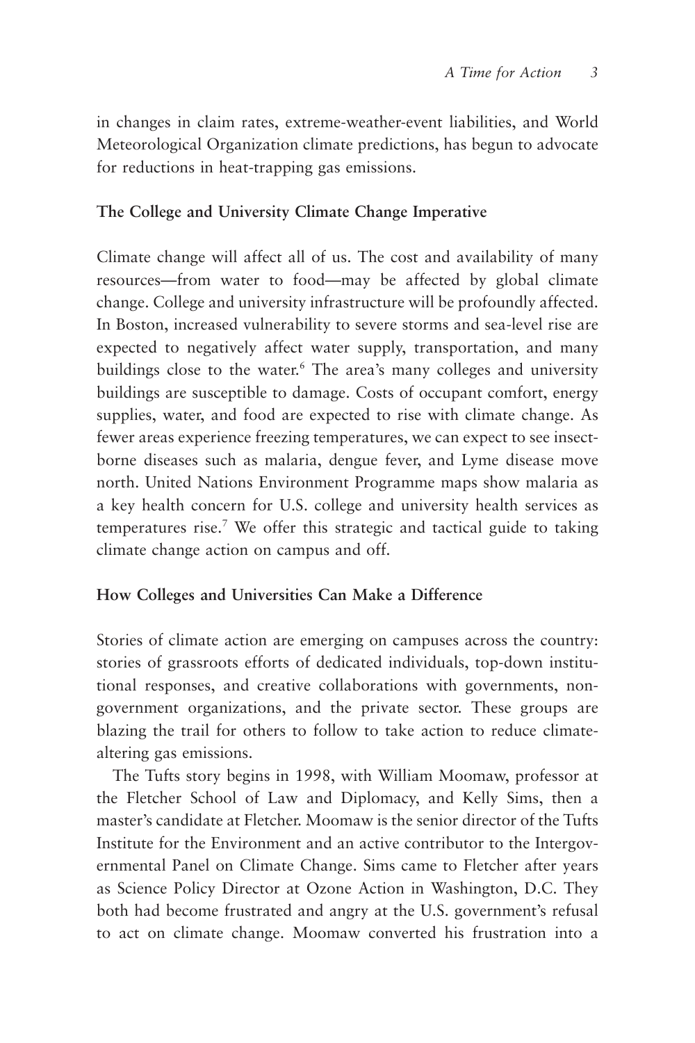in changes in claim rates, extreme-weather-event liabilities, and World Meteorological Organization climate predictions, has begun to advocate for reductions in heat-trapping gas emissions.

### The College and University Climate Change Imperative

Climate change will affect all of us. The cost and availability of many resources—from water to food—may be affected by global climate change. College and university infrastructure will be profoundly affected. In Boston, increased vulnerability to severe storms and sea-level rise are expected to negatively affect water supply, transportation, and many buildings close to the water.[6] The area's many colleges and university buildings are susceptible to damage. Costs of occupant comfort, energy supplies, water, and food are expected to rise with climate change. As fewer areas experience freezing temperatures, we can expect to see insect-borne diseases such as malaria, dengue fever, and Lyme disease move north. United Nations Environment Programme maps show malaria as a key health concern for U.S. college and university health services as temperatures rise.[7] We offer this strategic and tactical guide to taking climate change action on campus and off.

### How Colleges and Universities Can Make a Difference

Stories of climate action are emerging on campuses across the country: stories of grassroots efforts of dedicated individuals, top-down institutional responses, and creative collaborations with governments, non-government organizations, and the private sector. These groups are blazing the trail for others to follow to take action to reduce climate-altering gas emissions.

The Tufts story begins in 1998, with William Moomaw, professor at the Fletcher School of Law and Diplomacy, and Kelly Sims, then a master's candidate at Fletcher. Moomaw is the senior director of the Tufts Institute for the Environment and an active contributor to the Intergovernmental Panel on Climate Change. Sims came to Fletcher after years as Science Policy Director at Ozone Action in Washington, D.C. They both had become frustrated and angry at the U.S. government's refusal to act on climate change. Moomaw converted his frustration into a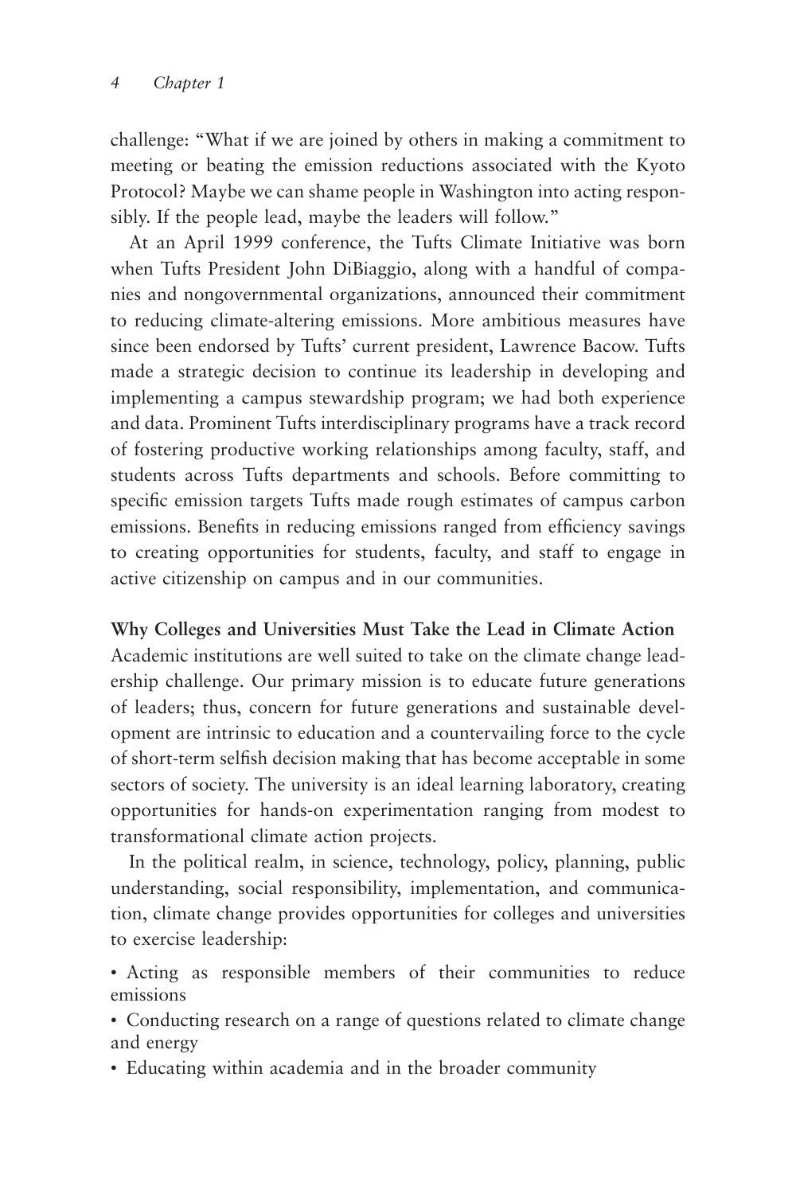challenge: "What if we are joined by others in making a commitment to meeting or beating the emission reductions associated with the Kyoto Protocol? Maybe we can shame people in Washington into acting responsibly. If the people lead, maybe the leaders will follow."

At an April 1999 conference, the Tufts Climate Initiative was born when Tufts President John DiBiaggio, along with a handful of companies and nongovernmental organizations, announced their commitment to reducing climate-altering emissions. More ambitious measures have since been endorsed by Tufts' current president, Lawrence Bacow. Tufts made a strategic decision to continue its leadership in developing and implementing a campus stewardship program; we had both experience and data. Prominent Tufts interdisciplinary programs have a track record of fostering productive working relationships among faculty, staff, and students across Tufts departments and schools. Before committing to specific emission targets Tufts made rough estimates of campus carbon emissions. Benefits in reducing emissions ranged from efficiency savings to creating opportunities for students, faculty, and staff to engage in active citizenship on campus and in our communities.

**Why Colleges and Universities Must Take the Lead in Climate Action**

Academic institutions are well suited to take on the climate change leadership challenge. Our primary mission is to educate future generations of leaders; thus, concern for future generations and sustainable development are intrinsic to education and a countervailing force to the cycle of short-term selfish decision making that has become acceptable in some sectors of society. The university is an ideal learning laboratory, creating opportunities for hands-on experimentation ranging from modest to transformational climate action projects.

In the political realm, in science, technology, policy, planning, public understanding, social responsibility, implementation, and communication, climate change provides opportunities for colleges and universities to exercise leadership:

- Acting as responsible members of their communities to reduce emissions
- Conducting research on a range of questions related to climate change and energy
- Educating within academia and in the broader community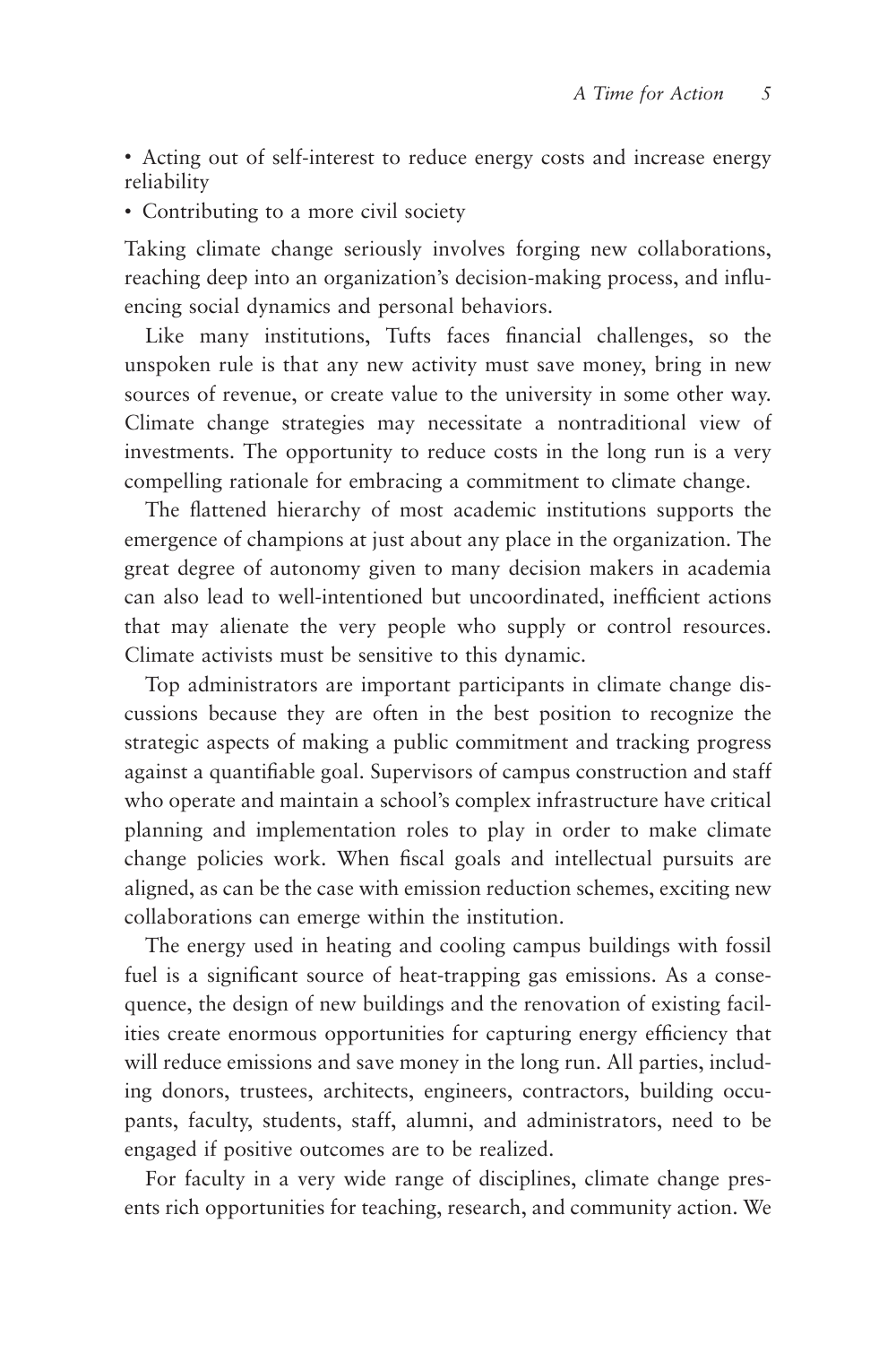- Acting out of self-interest to reduce energy costs and increase energy reliability
- Contributing to a more civil society

Taking climate change seriously involves forging new collaborations, reaching deep into an organization's decision-making process, and influencing social dynamics and personal behaviors.

Like many institutions, Tufts faces financial challenges, so the unspoken rule is that any new activity must save money, bring in new sources of revenue, or create value to the university in some other way. Climate change strategies may necessitate a nontraditional view of investments. The opportunity to reduce costs in the long run is a very compelling rationale for embracing a commitment to climate change.

The flattened hierarchy of most academic institutions supports the emergence of champions at just about any place in the organization. The great degree of autonomy given to many decision makers in academia can also lead to well-intentioned but uncoordinated, inefficient actions that may alienate the very people who supply or control resources. Climate activists must be sensitive to this dynamic.

Top administrators are important participants in climate change discussions because they are often in the best position to recognize the strategic aspects of making a public commitment and tracking progress against a quantifiable goal. Supervisors of campus construction and staff who operate and maintain a school's complex infrastructure have critical planning and implementation roles to play in order to make climate change policies work. When fiscal goals and intellectual pursuits are aligned, as can be the case with emission reduction schemes, exciting new collaborations can emerge within the institution.

The energy used in heating and cooling campus buildings with fossil fuel is a significant source of heat-trapping gas emissions. As a consequence, the design of new buildings and the renovation of existing facilities create enormous opportunities for capturing energy efficiency that will reduce emissions and save money in the long run. All parties, including donors, trustees, architects, engineers, contractors, building occupants, faculty, students, staff, alumni, and administrators, need to be engaged if positive outcomes are to be realized.

For faculty in a very wide range of disciplines, climate change presents rich opportunities for teaching, research, and community action. We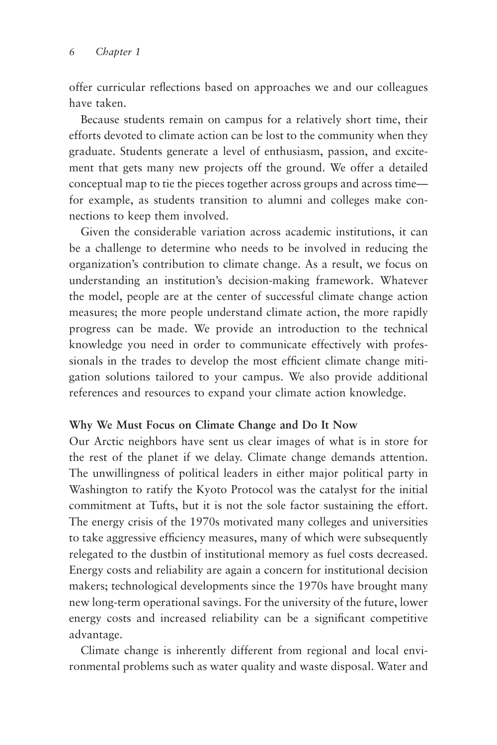offer curricular reflections based on approaches we and our colleagues have taken.

Because students remain on campus for a relatively short time, their efforts devoted to climate action can be lost to the community when they graduate. Students generate a level of enthusiasm, passion, and excitement that gets many new projects off the ground. We offer a detailed conceptual map to tie the pieces together across groups and across time—for example, as students transition to alumni and colleges make connections to keep them involved.

Given the considerable variation across academic institutions, it can be a challenge to determine who needs to be involved in reducing the organization's contribution to climate change. As a result, we focus on understanding an institution's decision-making framework. Whatever the model, people are at the center of successful climate change action measures; the more people understand climate action, the more rapidly progress can be made. We provide an introduction to the technical knowledge you need in order to communicate effectively with professionals in the trades to develop the most efficient climate change mitigation solutions tailored to your campus. We also provide additional references and resources to expand your climate action knowledge.

### Why We Must Focus on Climate Change and Do It Now

Our Arctic neighbors have sent us clear images of what is in store for the rest of the planet if we delay. Climate change demands attention. The unwillingness of political leaders in either major political party in Washington to ratify the Kyoto Protocol was the catalyst for the initial commitment at Tufts, but it is not the sole factor sustaining the effort. The energy crisis of the 1970s motivated many colleges and universities to take aggressive efficiency measures, many of which were subsequently relegated to the dustbin of institutional memory as fuel costs decreased. Energy costs and reliability are again a concern for institutional decision makers; technological developments since the 1970s have brought many new long-term operational savings. For the university of the future, lower energy costs and increased reliability can be a significant competitive advantage.

Climate change is inherently different from regional and local environmental problems such as water quality and waste disposal. Water and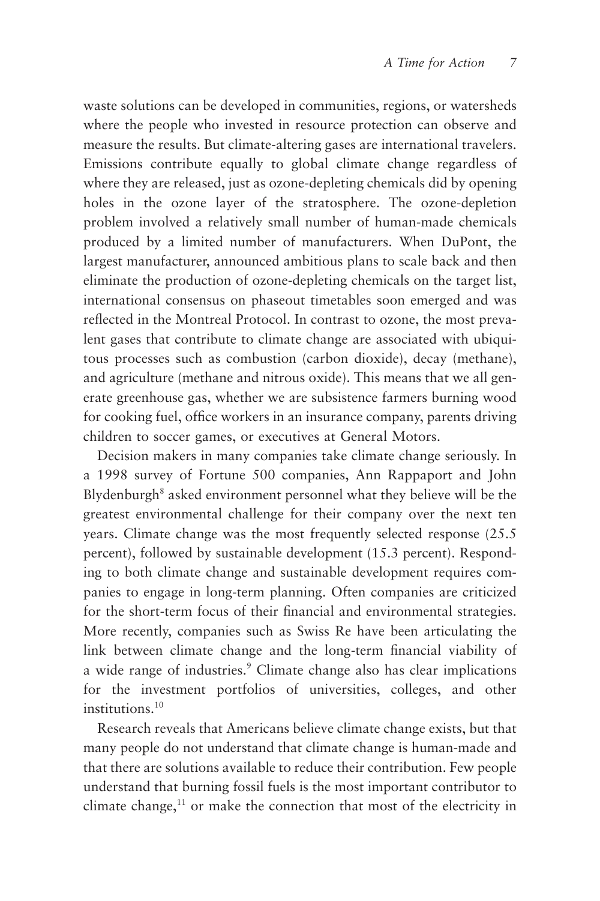waste solutions can be developed in communities, regions, or watersheds where the people who invested in resource protection can observe and measure the results. But climate-altering gases are international travelers. Emissions contribute equally to global climate change regardless of where they are released, just as ozone-depleting chemicals did by opening holes in the ozone layer of the stratosphere. The ozone-depletion problem involved a relatively small number of human-made chemicals produced by a limited number of manufacturers. When DuPont, the largest manufacturer, announced ambitious plans to scale back and then eliminate the production of ozone-depleting chemicals on the target list, international consensus on phaseout timetables soon emerged and was reflected in the Montreal Protocol. In contrast to ozone, the most prevalent gases that contribute to climate change are associated with ubiquitous processes such as combustion (carbon dioxide), decay (methane), and agriculture (methane and nitrous oxide). This means that we all generate greenhouse gas, whether we are subsistence farmers burning wood for cooking fuel, office workers in an insurance company, parents driving children to soccer games, or executives at General Motors.

Decision makers in many companies take climate change seriously. In a 1998 survey of Fortune 500 companies, Ann Rappaport and John Blydenburgh[8] asked environment personnel what they believe will be the greatest environmental challenge for their company over the next ten years. Climate change was the most frequently selected response (25.5 percent), followed by sustainable development (15.3 percent). Responding to both climate change and sustainable development requires companies to engage in long-term planning. Often companies are criticized for the short-term focus of their financial and environmental strategies. More recently, companies such as Swiss Re have been articulating the link between climate change and the long-term financial viability of a wide range of industries.[9] Climate change also has clear implications for the investment portfolios of universities, colleges, and other institutions.[10]

Research reveals that Americans believe climate change exists, but that many people do not understand that climate change is human-made and that there are solutions available to reduce their contribution. Few people understand that burning fossil fuels is the most important contributor to climate change,[11] or make the connection that most of the electricity in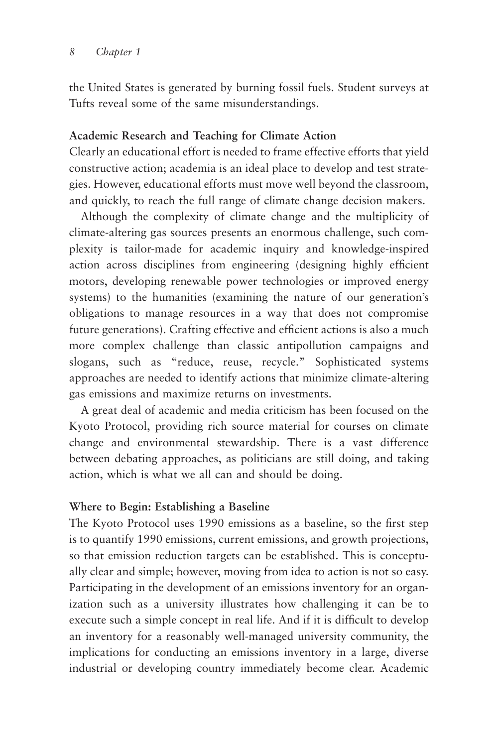the United States is generated by burning fossil fuels. Student surveys at Tufts reveal some of the same misunderstandings.

**Academic Research and Teaching for Climate Action**

Clearly an educational effort is needed to frame effective efforts that yield constructive action; academia is an ideal place to develop and test strategies. However, educational efforts must move well beyond the classroom, and quickly, to reach the full range of climate change decision makers.

Although the complexity of climate change and the multiplicity of climate-altering gas sources presents an enormous challenge, such complexity is tailor-made for academic inquiry and knowledge-inspired action across disciplines from engineering (designing highly efficient motors, developing renewable power technologies or improved energy systems) to the humanities (examining the nature of our generation's obligations to manage resources in a way that does not compromise future generations). Crafting effective and efficient actions is also a much more complex challenge than classic antipollution campaigns and slogans, such as "reduce, reuse, recycle." Sophisticated systems approaches are needed to identify actions that minimize climate-altering gas emissions and maximize returns on investments.

A great deal of academic and media criticism has been focused on the Kyoto Protocol, providing rich source material for courses on climate change and environmental stewardship. There is a vast difference between debating approaches, as politicians are still doing, and taking action, which is what we all can and should be doing.

**Where to Begin: Establishing a Baseline**

The Kyoto Protocol uses 1990 emissions as a baseline, so the first step is to quantify 1990 emissions, current emissions, and growth projections, so that emission reduction targets can be established. This is conceptually clear and simple; however, moving from idea to action is not so easy. Participating in the development of an emissions inventory for an organization such as a university illustrates how challenging it can be to execute such a simple concept in real life. And if it is difficult to develop an inventory for a reasonably well-managed university community, the implications for conducting an emissions inventory in a large, diverse industrial or developing country immediately become clear. Academic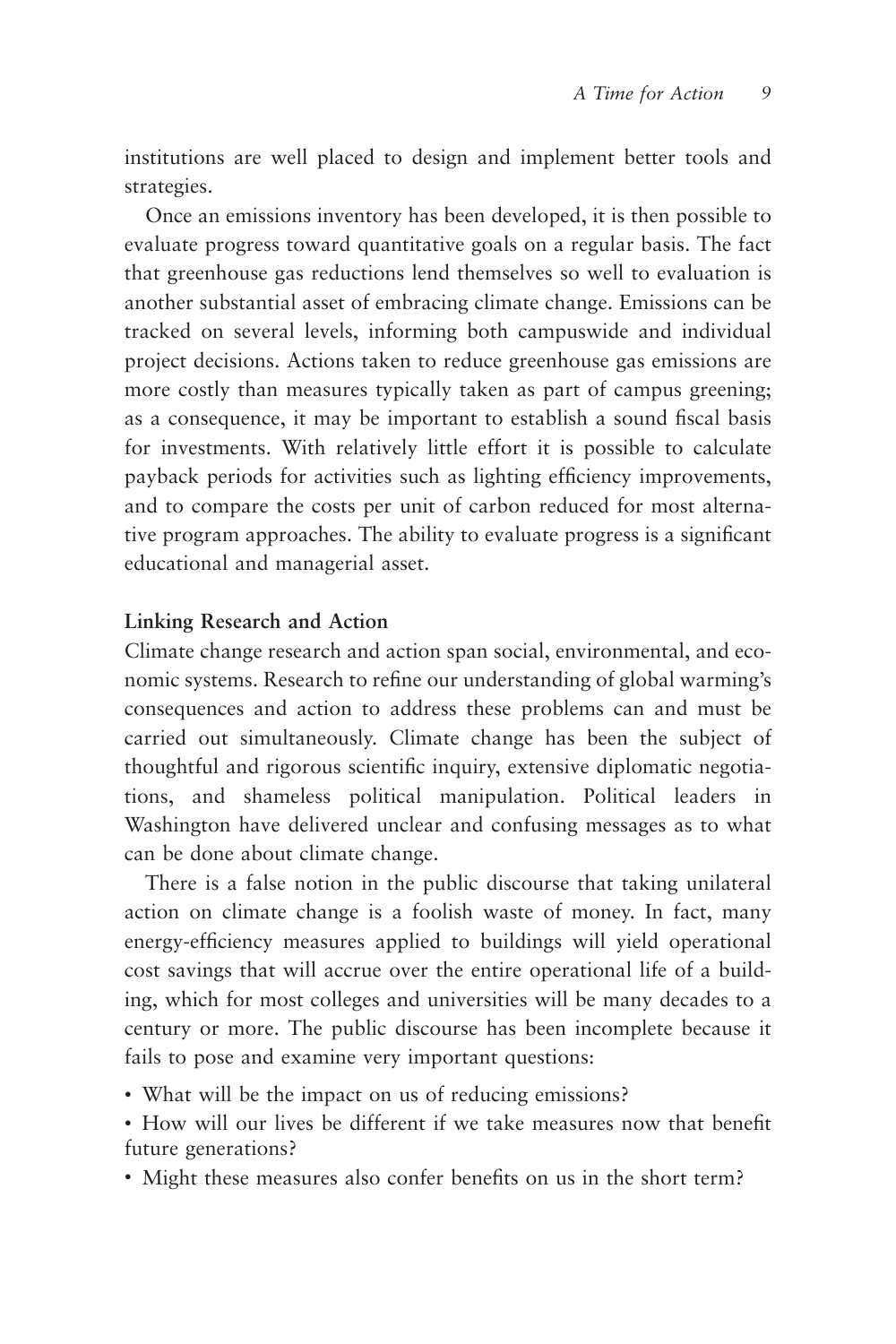institutions are well placed to design and implement better tools and strategies.

Once an emissions inventory has been developed, it is then possible to evaluate progress toward quantitative goals on a regular basis. The fact that greenhouse gas reductions lend themselves so well to evaluation is another substantial asset of embracing climate change. Emissions can be tracked on several levels, informing both campuswide and individual project decisions. Actions taken to reduce greenhouse gas emissions are more costly than measures typically taken as part of campus greening; as a consequence, it may be important to establish a sound fiscal basis for investments. With relatively little effort it is possible to calculate payback periods for activities such as lighting efficiency improvements, and to compare the costs per unit of carbon reduced for most alternative program approaches. The ability to evaluate progress is a significant educational and managerial asset.

### Linking Research and Action

Climate change research and action span social, environmental, and economic systems. Research to refine our understanding of global warming's consequences and action to address these problems can and must be carried out simultaneously. Climate change has been the subject of thoughtful and rigorous scientific inquiry, extensive diplomatic negotiations, and shameless political manipulation. Political leaders in Washington have delivered unclear and confusing messages as to what can be done about climate change.

There is a false notion in the public discourse that taking unilateral action on climate change is a foolish waste of money. In fact, many energy-efficiency measures applied to buildings will yield operational cost savings that will accrue over the entire operational life of a building, which for most colleges and universities will be many decades to a century or more. The public discourse has been incomplete because it fails to pose and examine very important questions:

- What will be the impact on us of reducing emissions?
- How will our lives be different if we take measures now that benefit future generations?
- Might these measures also confer benefits on us in the short term?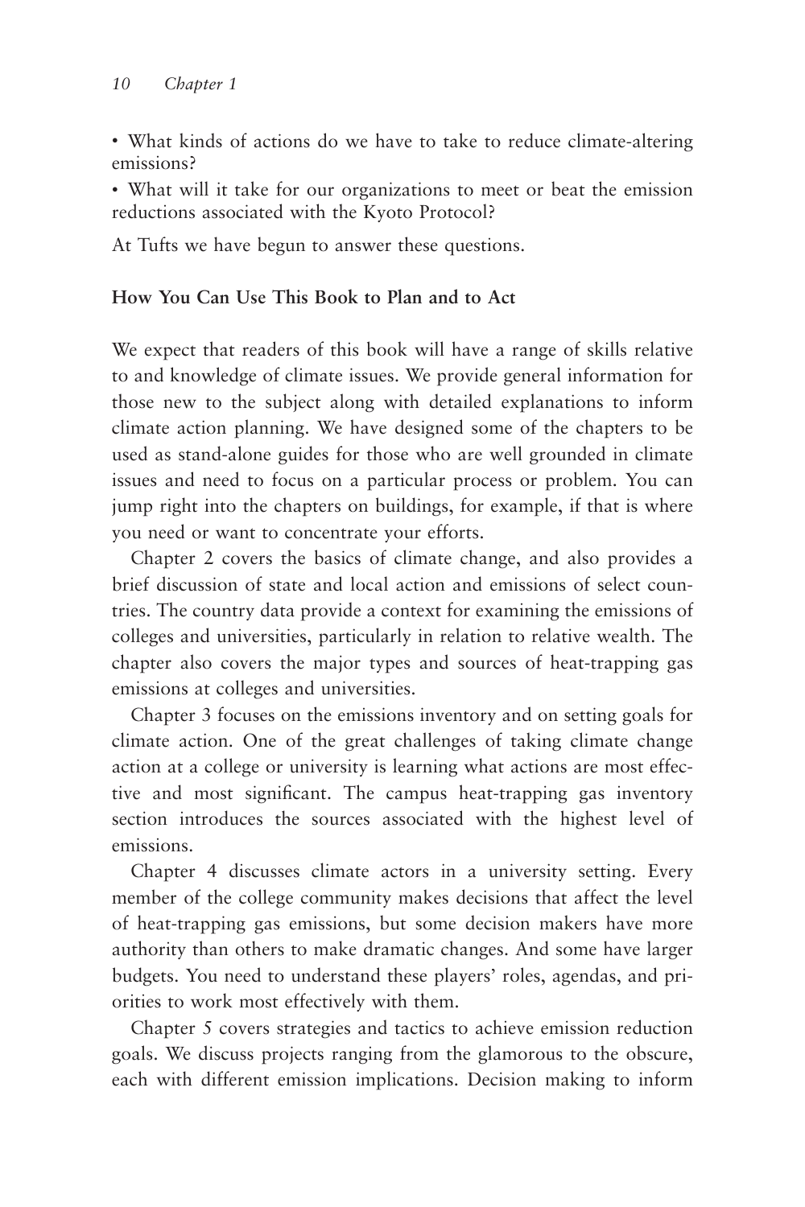• What kinds of actions do we have to take to reduce climate-altering emissions?

• What will it take for our organizations to meet or beat the emission reductions associated with the Kyoto Protocol?

At Tufts we have begun to answer these questions.

**How You Can Use This Book to Plan and to Act**

We expect that readers of this book will have a range of skills relative to and knowledge of climate issues. We provide general information for those new to the subject along with detailed explanations to inform climate action planning. We have designed some of the chapters to be used as stand-alone guides for those who are well grounded in climate issues and need to focus on a particular process or problem. You can jump right into the chapters on buildings, for example, if that is where you need or want to concentrate your efforts.

Chapter 2 covers the basics of climate change, and also provides a brief discussion of state and local action and emissions of select countries. The country data provide a context for examining the emissions of colleges and universities, particularly in relation to relative wealth. The chapter also covers the major types and sources of heat-trapping gas emissions at colleges and universities.

Chapter 3 focuses on the emissions inventory and on setting goals for climate action. One of the great challenges of taking climate change action at a college or university is learning what actions are most effective and most significant. The campus heat-trapping gas inventory section introduces the sources associated with the highest level of emissions.

Chapter 4 discusses climate actors in a university setting. Every member of the college community makes decisions that affect the level of heat-trapping gas emissions, but some decision makers have more authority than others to make dramatic changes. And some have larger budgets. You need to understand these players' roles, agendas, and priorities to work most effectively with them.

Chapter 5 covers strategies and tactics to achieve emission reduction goals. We discuss projects ranging from the glamorous to the obscure, each with different emission implications. Decision making to inform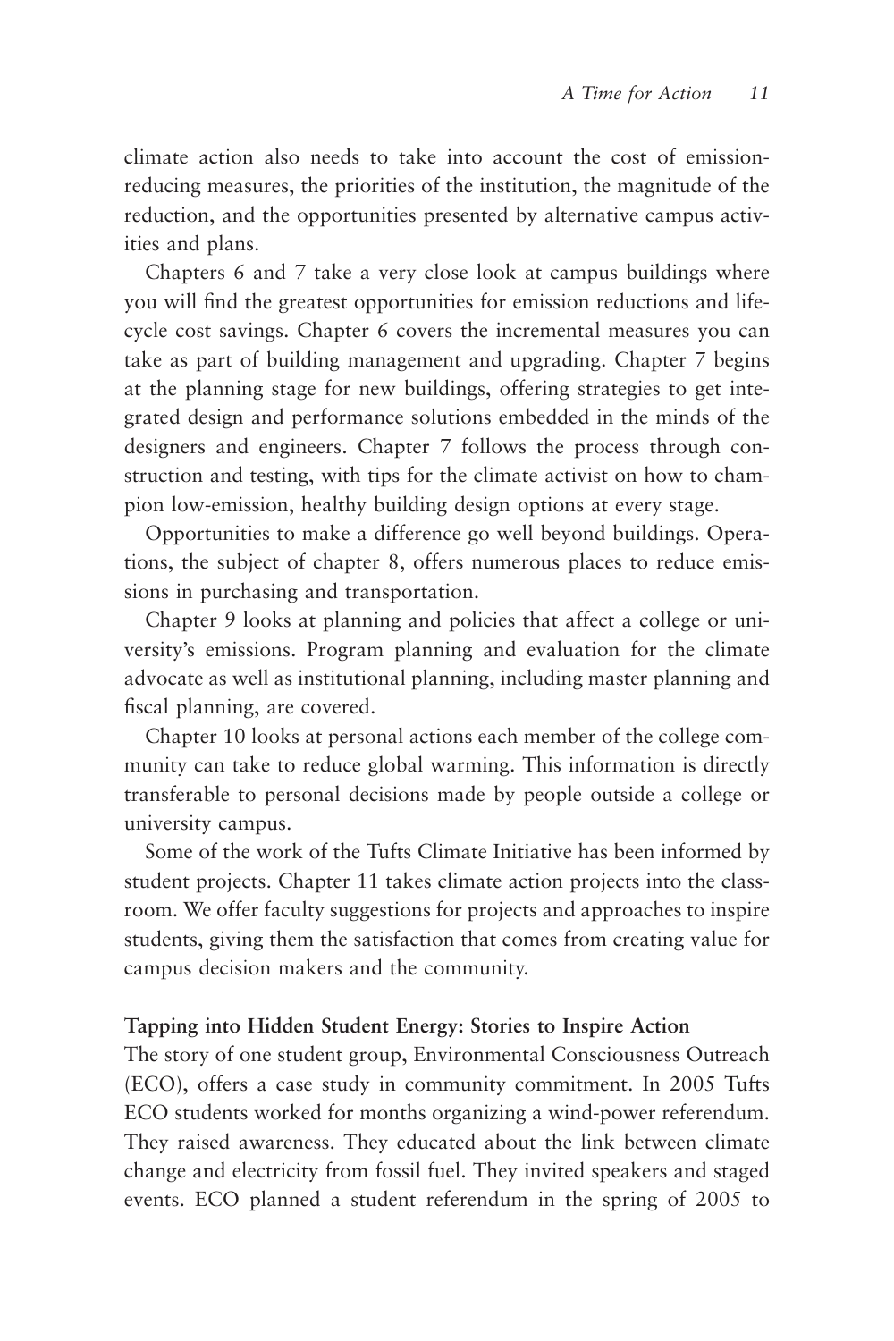climate action also needs to take into account the cost of emission-reducing measures, the priorities of the institution, the magnitude of the reduction, and the opportunities presented by alternative campus activities and plans.

Chapters 6 and 7 take a very close look at campus buildings where you will find the greatest opportunities for emission reductions and life-cycle cost savings. Chapter 6 covers the incremental measures you can take as part of building management and upgrading. Chapter 7 begins at the planning stage for new buildings, offering strategies to get integrated design and performance solutions embedded in the minds of the designers and engineers. Chapter 7 follows the process through construction and testing, with tips for the climate activist on how to champion low-emission, healthy building design options at every stage.

Opportunities to make a difference go well beyond buildings. Operations, the subject of chapter 8, offers numerous places to reduce emissions in purchasing and transportation.

Chapter 9 looks at planning and policies that affect a college or university's emissions. Program planning and evaluation for the climate advocate as well as institutional planning, including master planning and fiscal planning, are covered.

Chapter 10 looks at personal actions each member of the college community can take to reduce global warming. This information is directly transferable to personal decisions made by people outside a college or university campus.

Some of the work of the Tufts Climate Initiative has been informed by student projects. Chapter 11 takes climate action projects into the classroom. We offer faculty suggestions for projects and approaches to inspire students, giving them the satisfaction that comes from creating value for campus decision makers and the community.

### Tapping into Hidden Student Energy: Stories to Inspire Action

The story of one student group, Environmental Consciousness Outreach (ECO), offers a case study in community commitment. In 2005 Tufts ECO students worked for months organizing a wind-power referendum. They raised awareness. They educated about the link between climate change and electricity from fossil fuel. They invited speakers and staged events. ECO planned a student referendum in the spring of 2005 to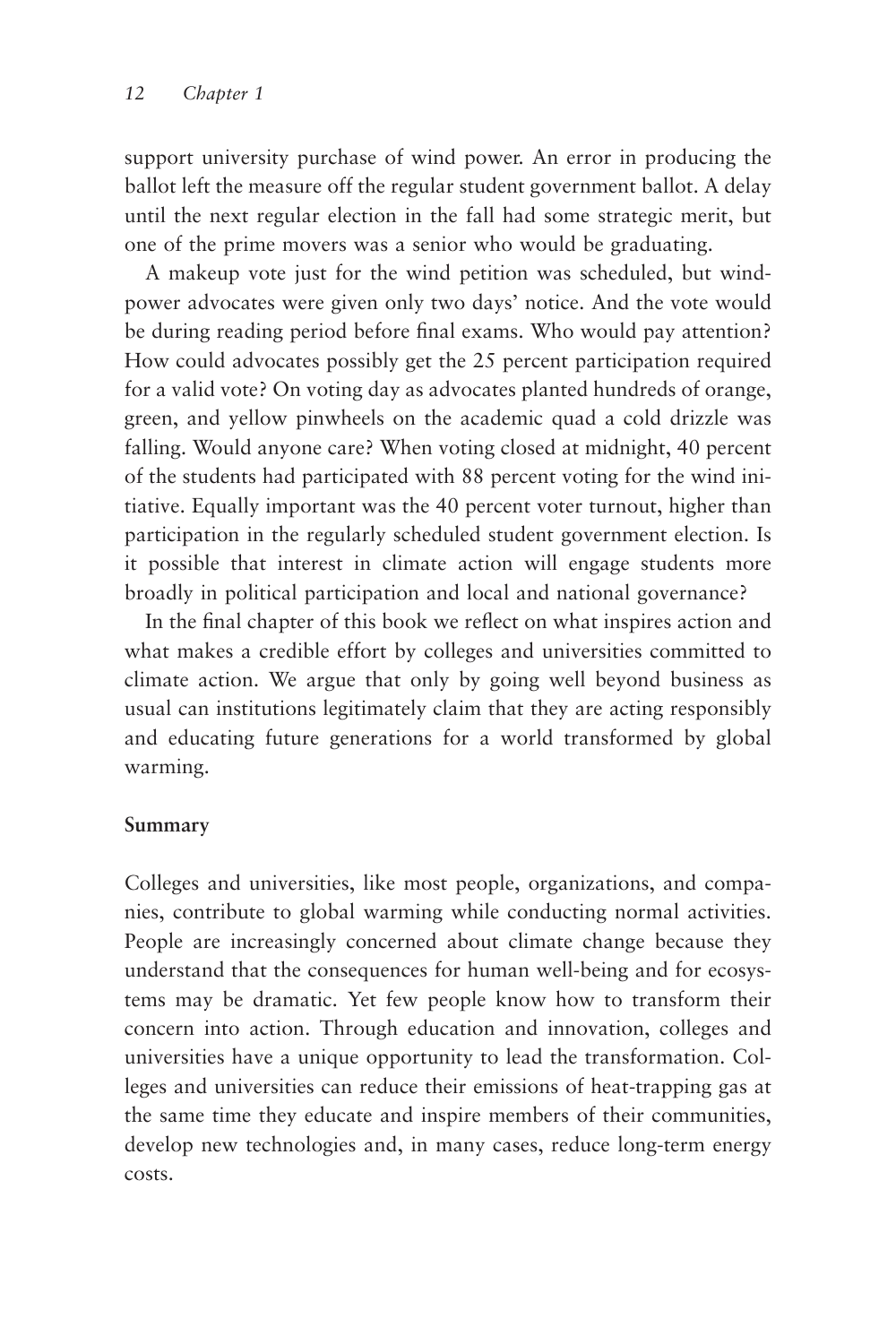support university purchase of wind power. An error in producing the ballot left the measure off the regular student government ballot. A delay until the next regular election in the fall had some strategic merit, but one of the prime movers was a senior who would be graduating.

A makeup vote just for the wind petition was scheduled, but wind-power advocates were given only two days' notice. And the vote would be during reading period before final exams. Who would pay attention? How could advocates possibly get the 25 percent participation required for a valid vote? On voting day as advocates planted hundreds of orange, green, and yellow pinwheels on the academic quad a cold drizzle was falling. Would anyone care? When voting closed at midnight, 40 percent of the students had participated with 88 percent voting for the wind initiative. Equally important was the 40 percent voter turnout, higher than participation in the regularly scheduled student government election. Is it possible that interest in climate action will engage students more broadly in political participation and local and national governance?

In the final chapter of this book we reflect on what inspires action and what makes a credible effort by colleges and universities committed to climate action. We argue that only by going well beyond business as usual can institutions legitimately claim that they are acting responsibly and educating future generations for a world transformed by global warming.

**Summary**

Colleges and universities, like most people, organizations, and companies, contribute to global warming while conducting normal activities. People are increasingly concerned about climate change because they understand that the consequences for human well-being and for ecosystems may be dramatic. Yet few people know how to transform their concern into action. Through education and innovation, colleges and universities have a unique opportunity to lead the transformation. Colleges and universities can reduce their emissions of heat-trapping gas at the same time they educate and inspire members of their communities, develop new technologies and, in many cases, reduce long-term energy costs.